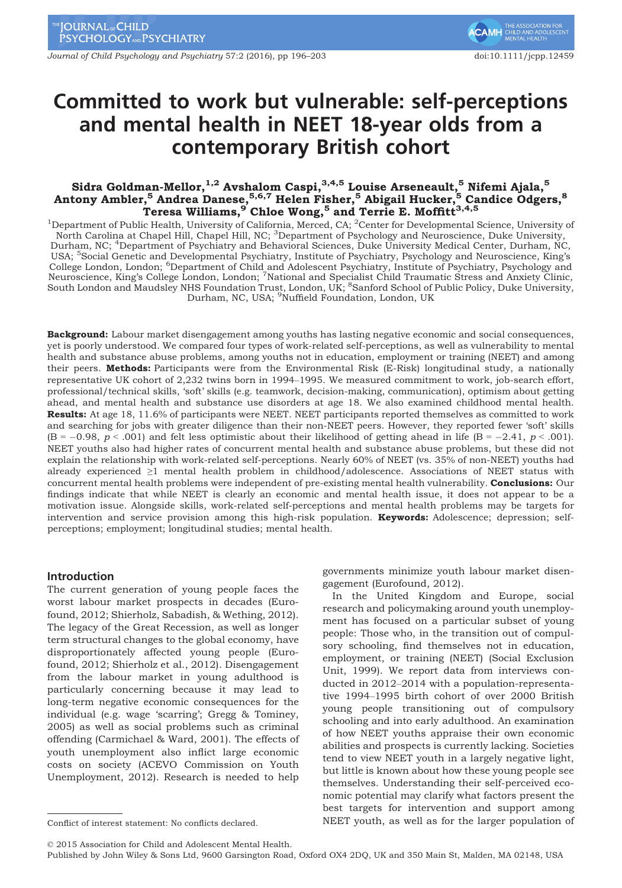# Committed to work but vulnerable: self-perceptions and mental health in NEET 18-year olds from a contemporary British cohort

**Sidra Goldman-Mellor,[1,2] Avshalom Caspi,[3,4,5] Louise Arseneault,[5] Nifemi Ajala,[5] Antony Ambler,[5] Andrea Danese,[5,6,7] Helen Fisher,[5] Abigail Hucker,[5] Candice Odgers,[8] Teresa Williams,[9] Chloe Wong,[5] and Terrie E. Moffitt[3,4,5]**

[1]Department of Public Health, University of California, Merced, CA; [2]Center for Developmental Science, University of North Carolina at Chapel Hill, Chapel Hill, NC; [3]Department of Psychology and Neuroscience, Duke University, Durham, NC; [4]Department of Psychiatry and Behavioral Sciences, Duke University Medical Center, Durham, NC, USA; [5]Social Genetic and Developmental Psychiatry, Institute of Psychiatry, Psychology and Neuroscience, King's College London, London; [6]Department of Child and Adolescent Psychiatry, Institute of Psychiatry, Psychology and Neuroscience, King's College London, London; [7]National and Specialist Child Traumatic Stress and Anxiety Clinic, South London and Maudsley NHS Foundation Trust, London, UK; [8]Sanford School of Public Policy, Duke University, Durham, NC, USA; [9]Nuffield Foundation, London, UK

**Background:** Labour market disengagement among youths has lasting negative economic and social consequences, yet is poorly understood. We compared four types of work-related self-perceptions, as well as vulnerability to mental health and substance abuse problems, among youths not in education, employment or training (NEET) and among their peers. **Methods:** Participants were from the Environmental Risk (E-Risk) longitudinal study, a nationally representative UK cohort of 2,232 twins born in 1994–1995. We measured commitment to work, job-search effort, professional/technical skills, 'soft' skills (e.g. teamwork, decision-making, communication), optimism about getting ahead, and mental health and substance use disorders at age 18. We also examined childhood mental health. **Results:** At age 18, 11.6% of participants were NEET. NEET participants reported themselves as committed to work and searching for jobs with greater diligence than their non-NEET peers. However, they reported fewer 'soft' skills ($B = -0.98$, $p < .001$) and felt less optimistic about their likelihood of getting ahead in life ($B = -2.41$, $p < .001$). NEET youths also had higher rates of concurrent mental health and substance abuse problems, but these did not explain the relationship with work-related self-perceptions. Nearly 60% of NEET (vs. 35% of non-NEET) youths had already experienced ≥1 mental health problem in childhood/adolescence. Associations of NEET status with concurrent mental health problems were independent of pre-existing mental health vulnerability. **Conclusions:** Our findings indicate that while NEET is clearly an economic and mental health issue, it does not appear to be a motivation issue. Alongside skills, work-related self-perceptions and mental health problems may be targets for intervention and service provision among this high-risk population. **Keywords:** Adolescence; depression; self-perceptions; employment; longitudinal studies; mental health.

## Introduction

The current generation of young people faces the worst labour market prospects in decades (Eurofound, 2012; Shierholz, Sabadish, & Wething, 2012). The legacy of the Great Recession, as well as longer term structural changes to the global economy, have disproportionately affected young people (Eurofound, 2012; Shierholz et al., 2012). Disengagement from the labour market in young adulthood is particularly concerning because it may lead to long-term negative economic consequences for the individual (e.g. wage 'scarring'; Gregg & Tominey, 2005) as well as social problems such as criminal offending (Carmichael & Ward, 2001). The effects of youth unemployment also inflict large economic costs on society (ACEVO Commission on Youth Unemployment, 2012). Research is needed to help governments minimize youth labour market disengagement (Eurofound, 2012).

In the United Kingdom and Europe, social research and policymaking around youth unemployment has focused on a particular subset of young people: Those who, in the transition out of compulsory schooling, find themselves not in education, employment, or training (NEET) (Social Exclusion Unit, 1999). We report data from interviews conducted in 2012–2014 with a population-representative 1994–1995 birth cohort of over 2000 British young people transitioning out of compulsory schooling and into early adulthood. An examination of how NEET youths appraise their own economic abilities and prospects is currently lacking. Societies tend to view NEET youth in a largely negative light, but little is known about how these young people see themselves. Understanding their self-perceived economic potential may clarify what factors present the best targets for intervention and support among NEET youth, as well as for the larger population of

Conflict of interest statement: No conflicts declared.

© 2015 Association for Child and Adolescent Mental Health.
Published by John Wiley & Sons Ltd, 9600 Garsington Road, Oxford OX4 2DQ, UK and 350 Main St, Malden, MA 02148, USA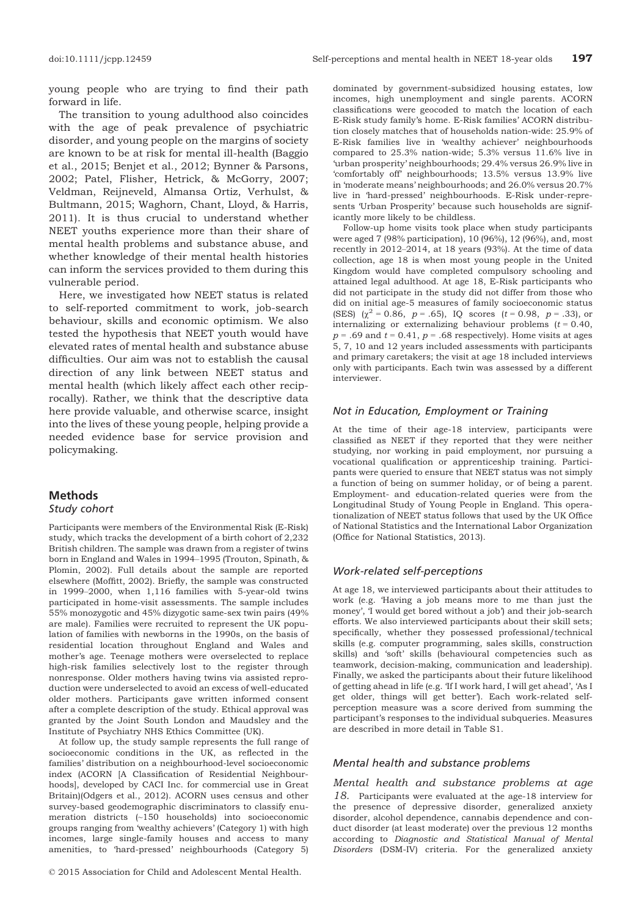young people who are trying to find their path forward in life.

The transition to young adulthood also coincides with the age of peak prevalence of psychiatric disorder, and young people on the margins of society are known to be at risk for mental ill-health (Baggio et al., 2015; Benjet et al., 2012; Bynner & Parsons, 2002; Patel, Flisher, Hetrick, & McGorry, 2007; Veldman, Reijneveld, Almansa Ortiz, Verhulst, & Bultmann, 2015; Waghorn, Chant, Lloyd, & Harris, 2011). It is thus crucial to understand whether NEET youths experience more than their share of mental health problems and substance abuse, and whether knowledge of their mental health histories can inform the services provided to them during this vulnerable period.

Here, we investigated how NEET status is related to self-reported commitment to work, job-search behaviour, skills and economic optimism. We also tested the hypothesis that NEET youth would have elevated rates of mental health and substance abuse difficulties. Our aim was not to establish the causal direction of any link between NEET status and mental health (which likely affect each other reciprocally). Rather, we think that the descriptive data here provide valuable, and otherwise scarce, insight into the lives of these young people, helping provide a needed evidence base for service provision and policymaking.

## Methods

### Study cohort

Participants were members of the Environmental Risk (E-Risk) study, which tracks the development of a birth cohort of 2,232 British children. The sample was drawn from a register of twins born in England and Wales in 1994–1995 (Trouton, Spinath, & Plomin, 2002). Full details about the sample are reported elsewhere (Moffitt, 2002). Briefly, the sample was constructed in 1999–2000, when 1,116 families with 5-year-old twins participated in home-visit assessments. The sample includes 55% monozygotic and 45% dizygotic same-sex twin pairs (49% are male). Families were recruited to represent the UK population of families with newborns in the 1990s, on the basis of residential location throughout England and Wales and mother's age. Teenage mothers were overselected to replace high-risk families selectively lost to the register through nonresponse. Older mothers having twins via assisted reproduction were underselected to avoid an excess of well-educated older mothers. Participants gave written informed consent after a complete description of the study. Ethical approval was granted by the Joint South London and Maudsley and the Institute of Psychiatry NHS Ethics Committee (UK).

At follow up, the study sample represents the full range of socioeconomic conditions in the UK, as reflected in the families' distribution on a neighbourhood-level socioeconomic index (ACORN [A Classification of Residential Neighbourhoods], developed by CACI Inc. for commercial use in Great Britain)(Odgers et al., 2012). ACORN uses census and other survey-based geodemographic discriminators to classify enumeration districts (~150 households) into socioeconomic groups ranging from 'wealthy achievers' (Category 1) with high incomes, large single-family houses and access to many amenities, to 'hard-pressed' neighbourhoods (Category 5) dominated by government-subsidized housing estates, low incomes, high unemployment and single parents. ACORN classifications were geocoded to match the location of each E-Risk study family's home. E-Risk families' ACORN distribution closely matches that of households nation-wide: 25.9% of E-Risk families live in 'wealthy achiever' neighbourhoods compared to 25.3% nation-wide; 5.3% versus 11.6% live in 'urban prosperity' neighbourhoods; 29.4% versus 26.9% live in 'comfortably off' neighbourhoods; 13.5% versus 13.9% live in 'moderate means' neighbourhoods; and 26.0% versus 20.7% live in 'hard-pressed' neighbourhoods. E-Risk under-represents 'Urban Prosperity' because such households are significantly more likely to be childless.

Follow-up home visits took place when study participants were aged 7 (98% participation), 10 (96%), 12 (96%), and, most recently in 2012–2014, at 18 years (93%). At the time of data collection, age 18 is when most young people in the United Kingdom would have completed compulsory schooling and attained legal adulthood. At age 18, E-Risk participants who did not participate in the study did not differ from those who did on initial age-5 measures of family socioeconomic status (SES) ($\chi^2 = 0.86$, $p = .65$), IQ scores ($t = 0.98$, $p = .33$), or internalizing or externalizing behaviour problems ($t = 0.40$, $p = .69$ and $t = 0.41$, $p = .68$ respectively). Home visits at ages 5, 7, 10 and 12 years included assessments with participants and primary caretakers; the visit at age 18 included interviews only with participants. Each twin was assessed by a different interviewer.

### Not in Education, Employment or Training

At the time of their age-18 interview, participants were classified as NEET if they reported that they were neither studying, nor working in paid employment, nor pursuing a vocational qualification or apprenticeship training. Participants were queried to ensure that NEET status was not simply a function of being on summer holiday, or of being a parent. Employment- and education-related queries were from the Longitudinal Study of Young People in England. This operationalization of NEET status follows that used by the UK Office of National Statistics and the International Labor Organization (Office for National Statistics, 2013).

### Work-related self-perceptions

At age 18, we interviewed participants about their attitudes to work (e.g. 'Having a job means more to me than just the money', 'I would get bored without a job') and their job-search efforts. We also interviewed participants about their skill sets; specifically, whether they possessed professional/technical skills (e.g. computer programming, sales skills, construction skills) and 'soft' skills (behavioural competencies such as teamwork, decision-making, communication and leadership). Finally, we asked the participants about their future likelihood of getting ahead in life (e.g. 'If I work hard, I will get ahead', 'As I get older, things will get better'). Each work-related self-perception measure was a score derived from summing the participant's responses to the individual subqueries. Measures are described in more detail in Table S1.

### Mental health and substance problems

*Mental health and substance problems at age 18.* Participants were evaluated at the age-18 interview for the presence of depressive disorder, generalized anxiety disorder, alcohol dependence, cannabis dependence and conduct disorder (at least moderate) over the previous 12 months according to *Diagnostic and Statistical Manual of Mental Disorders* (DSM-IV) criteria. For the generalized anxiety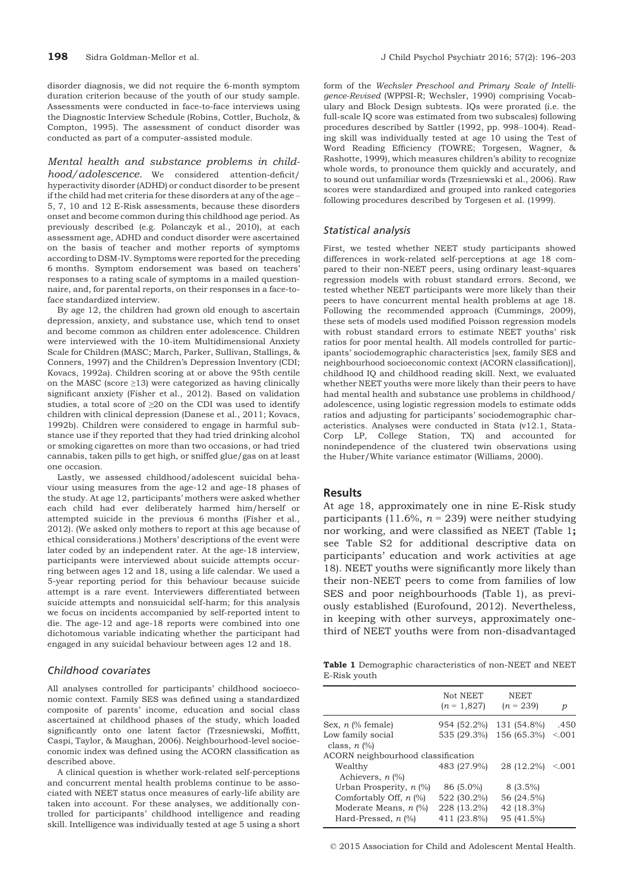disorder diagnosis, we did not require the 6-month symptom duration criterion because of the youth of our study sample. Assessments were conducted in face-to-face interviews using the Diagnostic Interview Schedule (Robins, Cottler, Bucholz, & Compton, 1995). The assessment of conduct disorder was conducted as part of a computer-assisted module.

*Mental health and substance problems in childhood/adolescence.* We considered attention-deficit/hyperactivity disorder (ADHD) or conduct disorder to be present if the child had met criteria for these disorders at any of the age – 5, 7, 10 and 12 E-Risk assessments, because these disorders onset and become common during this childhood age period. As previously described (e.g. Polanczyk et al., 2010), at each assessment age, ADHD and conduct disorder were ascertained on the basis of teacher and mother reports of symptoms according to DSM-IV. Symptoms were reported for the preceding 6 months. Symptom endorsement was based on teachers' responses to a rating scale of symptoms in a mailed questionnaire, and, for parental reports, on their responses in a face-to-face standardized interview.

By age 12, the children had grown old enough to ascertain depression, anxiety, and substance use, which tend to onset and become common as children enter adolescence. Children were interviewed with the 10-item Multidimensional Anxiety Scale for Children (MASC; March, Parker, Sullivan, Stallings, & Conners, 1997) and the Children's Depression Inventory (CDI; Kovacs, 1992a). Children scoring at or above the 95th centile on the MASC (score ≥13) were categorized as having clinically significant anxiety (Fisher et al., 2012). Based on validation studies, a total score of ≥20 on the CDI was used to identify children with clinical depression (Danese et al., 2011; Kovacs, 1992b). Children were considered to engage in harmful substance use if they reported that they had tried drinking alcohol or smoking cigarettes on more than two occasions, or had tried cannabis, taken pills to get high, or sniffed glue/gas on at least one occasion.

Lastly, we assessed childhood/adolescent suicidal behaviour using measures from the age-12 and age-18 phases of the study. At age 12, participants' mothers were asked whether each child had ever deliberately harmed him/herself or attempted suicide in the previous 6 months (Fisher et al., 2012). (We asked only mothers to report at this age because of ethical considerations.) Mothers' descriptions of the event were later coded by an independent rater. At the age-18 interview, participants were interviewed about suicide attempts occurring between ages 12 and 18, using a life calendar. We used a 5-year reporting period for this behaviour because suicide attempt is a rare event. Interviewers differentiated between suicide attempts and nonsuicidal self-harm; for this analysis we focus on incidents accompanied by self-reported intent to die. The age-12 and age-18 reports were combined into one dichotomous variable indicating whether the participant had engaged in any suicidal behaviour between ages 12 and 18.

### Childhood covariates

All analyses controlled for participants' childhood socioeconomic context. Family SES was defined using a standardized composite of parents' income, education and social class ascertained at childhood phases of the study, which loaded significantly onto one latent factor (Trzesniewski, Moffitt, Caspi, Taylor, & Maughan, 2006). Neighbourhood-level socioeconomic index was defined using the ACORN classification as described above.

A clinical question is whether work-related self-perceptions and concurrent mental health problems continue to be associated with NEET status once measures of early-life ability are taken into account. For these analyses, we additionally controlled for participants' childhood intelligence and reading skill. Intelligence was individually tested at age 5 using a short form of the *Wechsler Preschool and Primary Scale of Intelligence-Revised* (WPPSI-R; Wechsler, 1990) comprising Vocabulary and Block Design subtests. IQs were prorated (i.e. the full-scale IQ score was estimated from two subscales) following procedures described by Sattler (1992, pp. 998–1004). Reading skill was individually tested at age 10 using the Test of Word Reading Efficiency (TOWRE; Torgesen, Wagner, & Rashotte, 1999), which measures children's ability to recognize whole words, to pronounce them quickly and accurately, and to sound out unfamiliar words (Trzesniewski et al., 2006). Raw scores were standardized and grouped into ranked categories following procedures described by Torgesen et al. (1999).

### Statistical analysis

First, we tested whether NEET study participants showed differences in work-related self-perceptions at age 18 compared to their non-NEET peers, using ordinary least-squares regression models with robust standard errors. Second, we tested whether NEET participants were more likely than their peers to have concurrent mental health problems at age 18. Following the recommended approach (Cummings, 2009), these sets of models used modified Poisson regression models with robust standard errors to estimate NEET youths' risk ratios for poor mental health. All models controlled for participants' sociodemographic characteristics [sex, family SES and neighbourhood socioeconomic context (ACORN classification)], childhood IQ and childhood reading skill. Next, we evaluated whether NEET youths were more likely than their peers to have had mental health and substance use problems in childhood/adolescence, using logistic regression models to estimate odds ratios and adjusting for participants' sociodemographic characteristics. Analyses were conducted in Stata (v12.1, StataCorp LP, College Station, TX) and accounted for nonindependence of the clustered twin observations using the Huber/White variance estimator (Williams, 2000).

## Results

At age 18, approximately one in nine E-Risk study participants (11.6%, $n = 239$) were neither studying nor working, and were classified as NEET (Table 1**;** see Table S2 for additional descriptive data on participants' education and work activities at age 18). NEET youths were significantly more likely than their non-NEET peers to come from families of low SES and poor neighbourhoods (Table 1), as previously established (Eurofound, 2012). Nevertheless, in keeping with other surveys, approximately one-third of NEET youths were from non-disadvantaged

**Table 1** Demographic characteristics of non-NEET and NEET E-Risk youth

| | Not NEET ($n = 1,827$) | NEET ($n = 239$) | $p$ |
|---|---|---|---|
| Sex, $n$ (% female) | 954 (52.2%) | 131 (54.8%) | .450 |
| Low family social class, $n$ (%) | 535 (29.3%) | 156 (65.3%) | <.001 |
| ACORN neighbourhood classification | | | |
| Wealthy Achievers, $n$ (%) | 483 (27.9%) | 28 (12.2%) | <.001 |
| Urban Prosperity, $n$ (%) | 86 (5.0%) | 8 (3.5%) | |
| Comfortably Off, $n$ (%) | 522 (30.2%) | 56 (24.5%) | |
| Moderate Means, $n$ (%) | 228 (13.2%) | 42 (18.3%) | |
| Hard-Pressed, $n$ (%) | 411 (23.8%) | 95 (41.5%) | |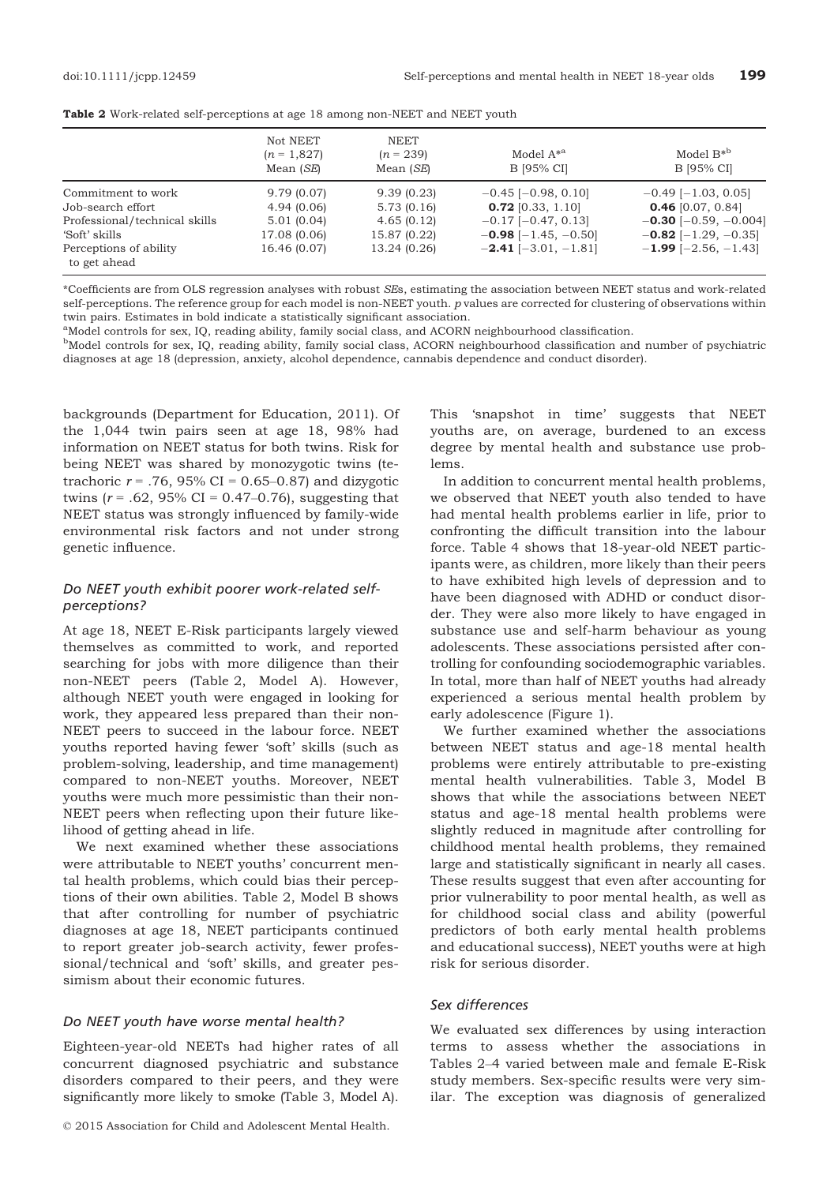**Table 2** Work-related self-perceptions at age 18 among non-NEET and NEET youth

| | Not NEET ($n$ = 1,827) Mean (*SE*) | NEET ($n$ = 239) Mean (*SE*) | Model A*[a] B [95% CI] | Model B*[b] B [95% CI] |
|---|---|---|---|---|
| Commitment to work | 9.79 (0.07) | 9.39 (0.23) | −0.45 [−0.98, 0.10] | −0.49 [−1.03, 0.05] |
| Job-search effort | 4.94 (0.06) | 5.73 (0.16) | **0.72** [0.33, 1.10] | **0.46** [0.07, 0.84] |
| Professional/technical skills | 5.01 (0.04) | 4.65 (0.12) | −0.17 [−0.47, 0.13] | **−0.30** [−0.59, −0.004] |
| 'Soft' skills | 17.08 (0.06) | 15.87 (0.22) | **−0.98** [−1.45, −0.50] | **−0.82** [−1.29, −0.35] |
| Perceptions of ability to get ahead | 16.46 (0.07) | 13.24 (0.26) | **−2.41** [−3.01, −1.81] | **−1.99** [−2.56, −1.43] |

*Coefficients are from OLS regression analyses with robust *SE*s, estimating the association between NEET status and work-related self-perceptions. The reference group for each model is non-NEET youth. *p* values are corrected for clustering of observations within twin pairs. Estimates in bold indicate a statistically significant association.

[a]Model controls for sex, IQ, reading ability, family social class, and ACORN neighbourhood classification.

[b]Model controls for sex, IQ, reading ability, family social class, ACORN neighbourhood classification and number of psychiatric diagnoses at age 18 (depression, anxiety, alcohol dependence, cannabis dependence and conduct disorder).

backgrounds (Department for Education, 2011). Of the 1,044 twin pairs seen at age 18, 98% had information on NEET status for both twins. Risk for being NEET was shared by monozygotic twins (tetrachoric $r$ = .76, 95% CI = 0.65–0.87) and dizygotic twins ($r$ = .62, 95% CI = 0.47–0.76), suggesting that NEET status was strongly influenced by family-wide environmental risk factors and not under strong genetic influence.

### *Do NEET youth exhibit poorer work-related self-perceptions?*

At age 18, NEET E-Risk participants largely viewed themselves as committed to work, and reported searching for jobs with more diligence than their non-NEET peers (Table 2, Model A). However, although NEET youth were engaged in looking for work, they appeared less prepared than their non-NEET peers to succeed in the labour force. NEET youths reported having fewer 'soft' skills (such as problem-solving, leadership, and time management) compared to non-NEET youths. Moreover, NEET youths were much more pessimistic than their non-NEET peers when reflecting upon their future likelihood of getting ahead in life.

We next examined whether these associations were attributable to NEET youths' concurrent mental health problems, which could bias their perceptions of their own abilities. Table 2, Model B shows that after controlling for number of psychiatric diagnoses at age 18, NEET participants continued to report greater job-search activity, fewer professional/technical and 'soft' skills, and greater pessimism about their economic futures.

### *Do NEET youth have worse mental health?*

Eighteen-year-old NEETs had higher rates of all concurrent diagnosed psychiatric and substance disorders compared to their peers, and they were significantly more likely to smoke (Table 3, Model A). This 'snapshot in time' suggests that NEET youths are, on average, burdened to an excess degree by mental health and substance use problems.

In addition to concurrent mental health problems, we observed that NEET youth also tended to have had mental health problems earlier in life, prior to confronting the difficult transition into the labour force. Table 4 shows that 18-year-old NEET participants were, as children, more likely than their peers to have exhibited high levels of depression and to have been diagnosed with ADHD or conduct disorder. They were also more likely to have engaged in substance use and self-harm behaviour as young adolescents. These associations persisted after controlling for confounding sociodemographic variables. In total, more than half of NEET youths had already experienced a serious mental health problem by early adolescence (Figure 1).

We further examined whether the associations between NEET status and age-18 mental health problems were entirely attributable to pre-existing mental health vulnerabilities. Table 3, Model B shows that while the associations between NEET status and age-18 mental health problems were slightly reduced in magnitude after controlling for childhood mental health problems, they remained large and statistically significant in nearly all cases. These results suggest that even after accounting for prior vulnerability to poor mental health, as well as for childhood social class and ability (powerful predictors of both early mental health problems and educational success), NEET youths were at high risk for serious disorder.

### *Sex differences*

We evaluated sex differences by using interaction terms to assess whether the associations in Tables 2–4 varied between male and female E-Risk study members. Sex-specific results were very similar. The exception was diagnosis of generalized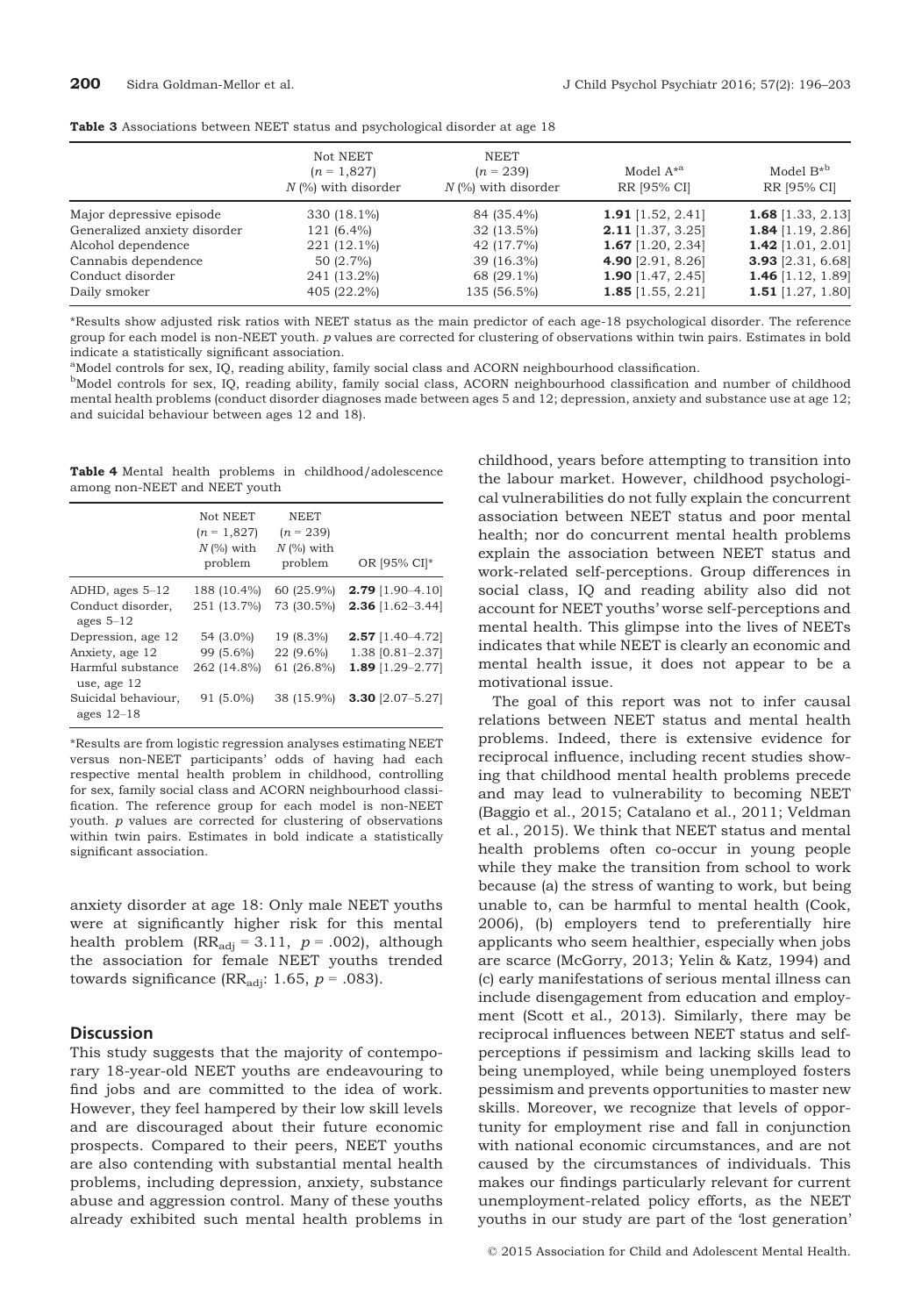**Table 3** Associations between NEET status and psychological disorder at age 18

| | Not NEET ($n$ = 1,827) $N$ (%) with disorder | NEET ($n$ = 239) $N$ (%) with disorder | Model A*[a] RR [95% CI] | Model B*[b] RR [95% CI] |
|---|---|---|---|---|
| Major depressive episode | 330 (18.1%) | 84 (35.4%) | **1.91** [1.52, 2.41] | **1.68** [1.33, 2.13] |
| Generalized anxiety disorder | 121 (6.4%) | 32 (13.5%) | **2.11** [1.37, 3.25] | **1.84** [1.19, 2.86] |
| Alcohol dependence | 221 (12.1%) | 42 (17.7%) | **1.67** [1.20, 2.34] | **1.42** [1.01, 2.01] |
| Cannabis dependence | 50 (2.7%) | 39 (16.3%) | **4.90** [2.91, 8.26] | **3.93** [2.31, 6.68] |
| Conduct disorder | 241 (13.2%) | 68 (29.1%) | **1.90** [1.47, 2.45] | **1.46** [1.12, 1.89] |
| Daily smoker | 405 (22.2%) | 135 (56.5%) | **1.85** [1.55, 2.21] | **1.51** [1.27, 1.80] |

*Results show adjusted risk ratios with NEET status as the main predictor of each age-18 psychological disorder. The reference group for each model is non-NEET youth. $p$ values are corrected for clustering of observations within twin pairs. Estimates in bold indicate a statistically significant association.

[a]Model controls for sex, IQ, reading ability, family social class and ACORN neighbourhood classification.

[b]Model controls for sex, IQ, reading ability, family social class, ACORN neighbourhood classification and number of childhood mental health problems (conduct disorder diagnoses made between ages 5 and 12; depression, anxiety and substance use at age 12; and suicidal behaviour between ages 12 and 18).

**Table 4** Mental health problems in childhood/adolescence among non-NEET and NEET youth

| | Not NEET ($n$ = 1,827) $N$ (%) with problem | NEET ($n$ = 239) $N$ (%) with problem | OR [95% CI]* |
|---|---|---|---|
| ADHD, ages 5–12 | 188 (10.4%) | 60 (25.9%) | **2.79** [1.90–4.10] |
| Conduct disorder, ages 5–12 | 251 (13.7%) | 73 (30.5%) | **2.36** [1.62–3.44] |
| Depression, age 12 | 54 (3.0%) | 19 (8.3%) | **2.57** [1.40–4.72] |
| Anxiety, age 12 | 99 (5.6%) | 22 (9.6%) | 1.38 [0.81–2.37] |
| Harmful substance use, age 12 | 262 (14.8%) | 61 (26.8%) | **1.89** [1.29–2.77] |
| Suicidal behaviour, ages 12–18 | 91 (5.0%) | 38 (15.9%) | **3.30** [2.07–5.27] |

*Results are from logistic regression analyses estimating NEET versus non-NEET participants' odds of having had each respective mental health problem in childhood, controlling for sex, family social class and ACORN neighbourhood classification. The reference group for each model is non-NEET youth. $p$ values are corrected for clustering of observations within twin pairs. Estimates in bold indicate a statistically significant association.

anxiety disorder at age 18: Only male NEET youths were at significantly higher risk for this mental health problem ($RR_{adj}$ = 3.11, $p$ = .002), although the association for female NEET youths trended towards significance ($RR_{adj}$: 1.65, $p$ = .083).

## Discussion

This study suggests that the majority of contemporary 18-year-old NEET youths are endeavouring to find jobs and are committed to the idea of work. However, they feel hampered by their low skill levels and are discouraged about their future economic prospects. Compared to their peers, NEET youths are also contending with substantial mental health problems, including depression, anxiety, substance abuse and aggression control. Many of these youths already exhibited such mental health problems in childhood, years before attempting to transition into the labour market. However, childhood psychological vulnerabilities do not fully explain the concurrent association between NEET status and poor mental health; nor do concurrent mental health problems explain the association between NEET status and work-related self-perceptions. Group differences in social class, IQ and reading ability also did not account for NEET youths' worse self-perceptions and mental health. This glimpse into the lives of NEETs indicates that while NEET is clearly an economic and mental health issue, it does not appear to be a motivational issue.

The goal of this report was not to infer causal relations between NEET status and mental health problems. Indeed, there is extensive evidence for reciprocal influence, including recent studies showing that childhood mental health problems precede and may lead to vulnerability to becoming NEET (Baggio et al., 2015; Catalano et al., 2011; Veldman et al., 2015). We think that NEET status and mental health problems often co-occur in young people while they make the transition from school to work because (a) the stress of wanting to work, but being unable to, can be harmful to mental health (Cook, 2006), (b) employers tend to preferentially hire applicants who seem healthier, especially when jobs are scarce (McGorry, 2013; Yelin & Katz, 1994) and (c) early manifestations of serious mental illness can include disengagement from education and employment (Scott et al., 2013). Similarly, there may be reciprocal influences between NEET status and self-perceptions if pessimism and lacking skills lead to being unemployed, while being unemployed fosters pessimism and prevents opportunities to master new skills. Moreover, we recognize that levels of opportunity for employment rise and fall in conjunction with national economic circumstances, and are not caused by the circumstances of individuals. This makes our findings particularly relevant for current unemployment-related policy efforts, as the NEET youths in our study are part of the 'lost generation'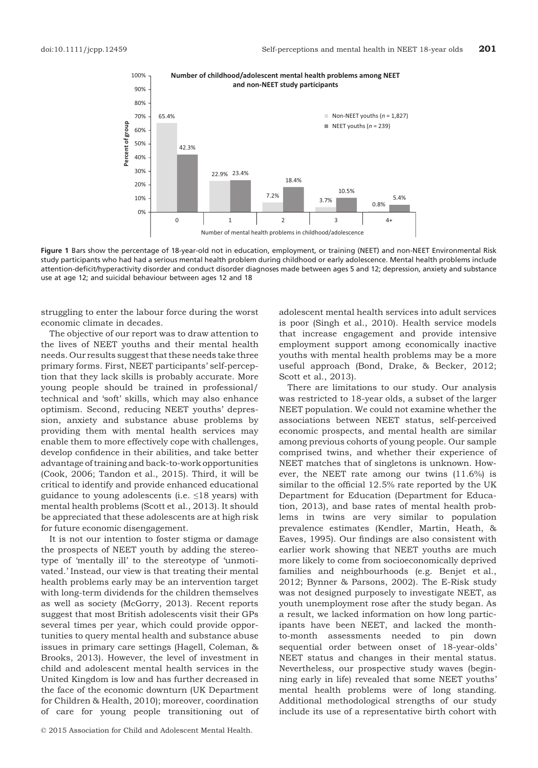**Number of childhood/adolescent mental health problems among NEET and non-NEET study participants**

| Number of mental health problems in childhood/adolescence | Non-NEET youths (*n* = 1,827) | NEET youths (*n* = 239) |
| --- | --- | --- |
| 0 | 65.4% | 42.3% |
| 1 | 22.9% | 23.4% |
| 2 | 7.2% | 18.4% |
| 3 | 3.7% | 10.5% |
| 4+ | 0.8% | 5.4% |

**Figure 1** Bars show the percentage of 18-year-old not in education, employment, or training (NEET) and non-NEET Environmental Risk study participants who had had a serious mental health problem during childhood or early adolescence. Mental health problems include attention-deficit/hyperactivity disorder and conduct disorder diagnoses made between ages 5 and 12; depression, anxiety and substance use at age 12; and suicidal behaviour between ages 12 and 18

struggling to enter the labour force during the worst economic climate in decades.

The objective of our report was to draw attention to the lives of NEET youths and their mental health needs. Our results suggest that these needs take three primary forms. First, NEET participants' self-perception that they lack skills is probably accurate. More young people should be trained in professional/technical and 'soft' skills, which may also enhance optimism. Second, reducing NEET youths' depression, anxiety and substance abuse problems by providing them with mental health services may enable them to more effectively cope with challenges, develop confidence in their abilities, and take better advantage of training and back-to-work opportunities (Cook, 2006; Tandon et al., 2015). Third, it will be critical to identify and provide enhanced educational guidance to young adolescents (i.e. ≤18 years) with mental health problems (Scott et al., 2013). It should be appreciated that these adolescents are at high risk for future economic disengagement.

It is not our intention to foster stigma or damage the prospects of NEET youth by adding the stereotype of 'mentally ill' to the stereotype of 'unmotivated.' Instead, our view is that treating their mental health problems early may be an intervention target with long-term dividends for the children themselves as well as society (McGorry, 2013). Recent reports suggest that most British adolescents visit their GPs several times per year, which could provide opportunities to query mental health and substance abuse issues in primary care settings (Hagell, Coleman, & Brooks, 2013). However, the level of investment in child and adolescent mental health services in the United Kingdom is low and has further decreased in the face of the economic downturn (UK Department for Children & Health, 2010); moreover, coordination of care for young people transitioning out of adolescent mental health services into adult services is poor (Singh et al., 2010). Health service models that increase engagement and provide intensive employment support among economically inactive youths with mental health problems may be a more useful approach (Bond, Drake, & Becker, 2012; Scott et al., 2013).

There are limitations to our study. Our analysis was restricted to 18-year olds, a subset of the larger NEET population. We could not examine whether the associations between NEET status, self-perceived economic prospects, and mental health are similar among previous cohorts of young people. Our sample comprised twins, and whether their experience of NEET matches that of singletons is unknown. However, the NEET rate among our twins (11.6%) is similar to the official 12.5% rate reported by the UK Department for Education (Department for Education, 2013), and base rates of mental health problems in twins are very similar to population prevalence estimates (Kendler, Martin, Heath, & Eaves, 1995). Our findings are also consistent with earlier work showing that NEET youths are much more likely to come from socioeconomically deprived families and neighbourhoods (e.g. Benjet et al., 2012; Bynner & Parsons, 2002). The E-Risk study was not designed purposely to investigate NEET, as youth unemployment rose after the study began. As a result, we lacked information on how long participants have been NEET, and lacked the month-to-month assessments needed to pin down sequential order between onset of 18-year-olds' NEET status and changes in their mental status. Nevertheless, our prospective study waves (beginning early in life) revealed that some NEET youths' mental health problems were of long standing. Additional methodological strengths of our study include its use of a representative birth cohort with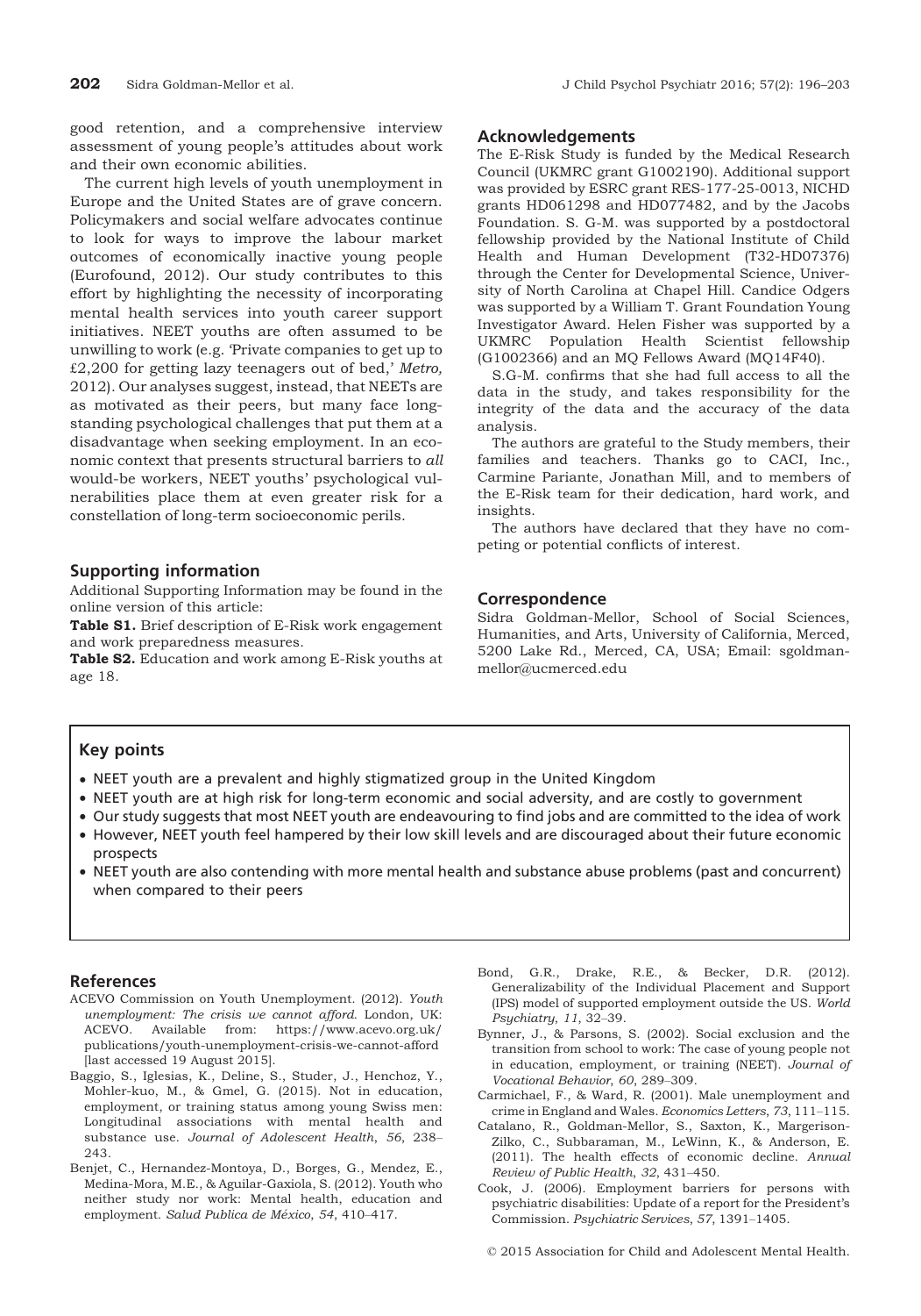good retention, and a comprehensive interview assessment of young people's attitudes about work and their own economic abilities.

The current high levels of youth unemployment in Europe and the United States are of grave concern. Policymakers and social welfare advocates continue to look for ways to improve the labour market outcomes of economically inactive young people (Eurofound, 2012). Our study contributes to this effort by highlighting the necessity of incorporating mental health services into youth career support initiatives. NEET youths are often assumed to be unwilling to work (e.g. 'Private companies to get up to £2,200 for getting lazy teenagers out of bed,' *Metro*, 2012). Our analyses suggest, instead, that NEETs are as motivated as their peers, but many face longstanding psychological challenges that put them at a disadvantage when seeking employment. In an economic context that presents structural barriers to *all* would-be workers, NEET youths' psychological vulnerabilities place them at even greater risk for a constellation of long-term socioeconomic perils.

## Supporting information

Additional Supporting Information may be found in the online version of this article:

**Table S1.** Brief description of E-Risk work engagement and work preparedness measures.

**Table S2.** Education and work among E-Risk youths at age 18.

## Acknowledgements

The E-Risk Study is funded by the Medical Research Council (UKMRC grant G1002190). Additional support was provided by ESRC grant RES-177-25-0013, NICHD grants HD061298 and HD077482, and by the Jacobs Foundation. S. G-M. was supported by a postdoctoral fellowship provided by the National Institute of Child Health and Human Development (T32-HD07376) through the Center for Developmental Science, University of North Carolina at Chapel Hill. Candice Odgers was supported by a William T. Grant Foundation Young Investigator Award. Helen Fisher was supported by a UKMRC Population Health Scientist fellowship (G1002366) and an MQ Fellows Award (MQ14F40).

S.G-M. confirms that she had full access to all the data in the study, and takes responsibility for the integrity of the data and the accuracy of the data analysis.

The authors are grateful to the Study members, their families and teachers. Thanks go to CACI, Inc., Carmine Pariante, Jonathan Mill, and to members of the E-Risk team for their dedication, hard work, and insights.

The authors have declared that they have no competing or potential conflicts of interest.

## Correspondence

Sidra Goldman-Mellor, School of Social Sciences, Humanities, and Arts, University of California, Merced, 5200 Lake Rd., Merced, CA, USA; Email: sgoldman-mellor@ucmerced.edu

## Key points

- NEET youth are a prevalent and highly stigmatized group in the United Kingdom
- NEET youth are at high risk for long-term economic and social adversity, and are costly to government
- Our study suggests that most NEET youth are endeavouring to find jobs and are committed to the idea of work
- However, NEET youth feel hampered by their low skill levels and are discouraged about their future economic prospects
- NEET youth are also contending with more mental health and substance abuse problems (past and concurrent) when compared to their peers

## References

ACEVO Commission on Youth Unemployment. (2012). *Youth unemployment: The crisis we cannot afford*. London, UK: ACEVO. Available from: https://www.acevo.org.uk/publications/youth-unemployment-crisis-we-cannot-afford [last accessed 19 August 2015].

Baggio, S., Iglesias, K., Deline, S., Studer, J., Henchoz, Y., Mohler-kuo, M., & Gmel, G. (2015). Not in education, employment, or training status among young Swiss men: Longitudinal associations with mental health and substance use. *Journal of Adolescent Health*, *56*, 238–243.

Benjet, C., Hernandez-Montoya, D., Borges, G., Mendez, E., Medina-Mora, M.E., & Aguilar-Gaxiola, S. (2012). Youth who neither study nor work: Mental health, education and employment. *Salud Publica de México*, *54*, 410–417.

Bond, G.R., Drake, R.E., & Becker, D.R. (2012). Generalizability of the Individual Placement and Support (IPS) model of supported employment outside the US. *World Psychiatry*, *11*, 32–39.

Bynner, J., & Parsons, S. (2002). Social exclusion and the transition from school to work: The case of young people not in education, employment, or training (NEET). *Journal of Vocational Behavior*, *60*, 289–309.

Carmichael, F., & Ward, R. (2001). Male unemployment and crime in England and Wales. *Economics Letters*, *73*, 111–115.

Catalano, R., Goldman-Mellor, S., Saxton, K., Margerison-Zilko, C., Subbaraman, M., LeWinn, K., & Anderson, E. (2011). The health effects of economic decline. *Annual Review of Public Health*, *32*, 431–450.

Cook, J. (2006). Employment barriers for persons with psychiatric disabilities: Update of a report for the President's Commission. *Psychiatric Services*, *57*, 1391–1405.

© 2015 Association for Child and Adolescent Mental Health.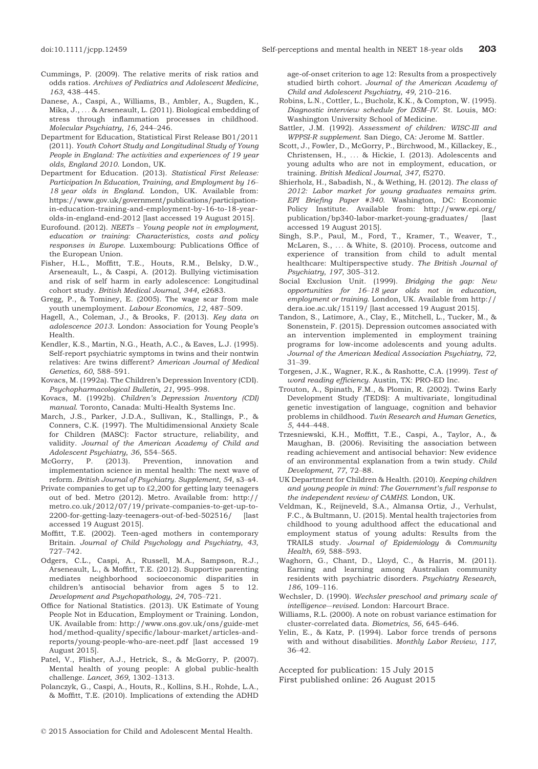Cummings, P. (2009). The relative merits of risk ratios and odds ratios. *Archives of Pediatrics and Adolescent Medicine*, *163*, 438–445.

Danese, A., Caspi, A., Williams, B., Ambler, A., Sugden, K., Mika, J., … & Arseneault, L. (2011). Biological embedding of stress through inflammation processes in childhood. *Molecular Psychiatry*, *16*, 244–246.

Department for Education, Statistical First Release B01/2011 (2011). *Youth Cohort Study and Longitudinal Study of Young People in England: The activities and experiences of 19 year olds, England 2010*. London, UK.

Department for Education. (2013). *Statistical First Release: Participation In Education, Training, and Employment by 16–18 year olds in England*. London, UK. Available from: https://www.gov.uk/government/publications/participation-in-education-training-and-employment-by-16-to-18-year-olds-in-england-end-2012 [last accessed 19 August 2015].

Eurofound. (2012). *NEETs – Young people not in employment, education or training: Characteristics, costs and policy responses in Europe*. Luxembourg: Publications Office of the European Union.

Fisher, H.L., Moffitt, T.E., Houts, R.M., Belsky, D.W., Arseneault, L., & Caspi, A. (2012). Bullying victimisation and risk of self harm in early adolescence: Longitudinal cohort study. *British Medical Journal*, *344*, e2683.

Gregg, P., & Tominey, E. (2005). The wage scar from male youth unemployment. *Labour Economics*, *12*, 487–509.

Hagell, A., Coleman, J., & Brooks, F. (2013). *Key data on adolescence 2013*. London: Association for Young People's Health.

Kendler, K.S., Martin, N.G., Heath, A.C., & Eaves, L.J. (1995). Self-report psychiatric symptoms in twins and their nontwin relatives: Are twins different? *American Journal of Medical Genetics*, *60*, 588–591.

Kovacs, M. (1992a). The Children's Depression Inventory (CDI). *Psychopharmacological Bulletin*, *21*, 995–998.

Kovacs, M. (1992b). *Children's Depression Inventory (CDI) manual*. Toronto, Canada: Multi-Health Systems Inc.

March, J.S., Parker, J.D.A., Sullivan, K., Stallings, P., & Conners, C.K. (1997). The Multidimensional Anxiety Scale for Children (MASC): Factor structure, reliability, and validity. *Journal of the American Academy of Child and Adolescent Psychiatry*, *36*, 554–565.

McGorry, P. (2013). Prevention, innovation and implementation science in mental health: The next wave of reform. *British Journal of Psychiatry. Supplement*, *54*, s3–s4.

Private companies to get up to £2,200 for getting lazy teenagers out of bed. Metro (2012). Metro. Available from: http://metro.co.uk/2012/07/19/private-companies-to-get-up-to-2200-for-getting-lazy-teenagers-out-of-bed-502516/ [last accessed 19 August 2015].

Moffitt, T.E. (2002). Teen-aged mothers in contemporary Britain. *Journal of Child Psychology and Psychiatry*, *43*, 727–742.

Odgers, C.L., Caspi, A., Russell, M.A., Sampson, R.J., Arseneault, L., & Moffitt, T.E. (2012). Supportive parenting mediates neighborhood socioeconomic disparities in children's antisocial behavior from ages 5 to 12. *Development and Psychopathology*, *24*, 705–721.

Office for National Statistics. (2013). UK Estimate of Young People Not in Education, Employment or Training. London, UK. Available from: http://www.ons.gov.uk/ons/guide-method/method-quality/specific/labour-market/articles-and-reports/young-people-who-are-neet.pdf [last accessed 19 August 2015].

Patel, V., Flisher, A.J., Hetrick, S., & McGorry, P. (2007). Mental health of young people: A global public-health challenge. *Lancet*, *369*, 1302–1313.

Polanczyk, G., Caspi, A., Houts, R., Kollins, S.H., Rohde, L.A., & Moffitt, T.E. (2010). Implications of extending the ADHD age-of-onset criterion to age 12: Results from a prospectively studied birth cohort. *Journal of the American Academy of Child and Adolescent Psychiatry*, *49*, 210–216.

Robins, L.N., Cottler, L., Bucholz, K.K., & Compton, W. (1995). *Diagnostic interview schedule for DSM–IV*. St. Louis, MO: Washington University School of Medicine.

Sattler, J.M. (1992). *Assessment of children: WISC-III and WPPSI-R supplement*. San Diego, CA: Jerome M. Sattler.

Scott, J., Fowler, D., McGorry, P., Birchwood, M., Killackey, E., Christensen, H., … & Hickie, I. (2013). Adolescents and young adults who are not in employment, education, or training. *British Medical Journal*, *347*, f5270.

Shierholz, H., Sabadish, N., & Wething, H. (2012). *The class of 2012: Labor market for young graduates remains grim. EPI Briefing Paper #340*. Washington, DC: Economic Policy Institute. Available from: http://www.epi.org/publication/bp340-labor-market-young-graduates/ [last accessed 19 August 2015].

Singh, S.P., Paul, M., Ford, T., Kramer, T., Weaver, T., McLaren, S., … & White, S. (2010). Process, outcome and experience of transition from child to adult mental healthcare: Multiperspective study. *The British Journal of Psychiatry*, *197*, 305–312.

Social Exclusion Unit. (1999). *Bridging the gap: New opportunities for 16–18 year olds not in education, employment or training*. London, UK. Available from http://dera.ioe.ac.uk/15119/ [last accessed 19 August 2015].

Tandon, S., Latimore, A., Clay, E., Mitchell, L., Tucker, M., & Sonenstein, F. (2015). Depression outcomes associated with an intervention implemented in employment training programs for low-income adolescents and young adults. *Journal of the American Medical Association Psychiatry*, *72*, 31–39.

Torgesen, J.K., Wagner, R.K., & Rashotte, C.A. (1999). *Test of word reading efficiency*. Austin, TX: PRO-ED Inc.

Trouton, A., Spinath, F.M., & Plomin, R. (2002). Twins Early Development Study (TEDS): A multivariate, longitudinal genetic investigation of language, cognition and behavior problems in childhood. *Twin Research and Human Genetics*, *5*, 444–448.

Trzesniewski, K.H., Moffitt, T.E., Caspi, A., Taylor, A., & Maughan, B. (2006). Revisiting the association between reading achievement and antisocial behavior: New evidence of an environmental explanation from a twin study. *Child Development*, *77*, 72–88.

UK Department for Children & Health. (2010). *Keeping children and young people in mind: The Government's full response to the independent review of CAMHS*. London, UK.

Veldman, K., Reijneveld, S.A., Almansa Ortiz, J., Verhulst, F.C., & Bultmann, U. (2015). Mental health trajectories from childhood to young adulthood affect the educational and employment status of young adults: Results from the TRAILS study. *Journal of Epidemiology & Community Health*, *69*, 588–593.

Waghorn, G., Chant, D., Lloyd, C., & Harris, M. (2011). Earning and learning among Australian community residents with psychiatric disorders. *Psychiatry Research*, *186*, 109–116.

Wechsler, D. (1990). *Wechsler preschool and primary scale of intelligence—revised*. London: Harcourt Brace.

Williams, R.L. (2000). A note on robust variance estimation for cluster-correlated data. *Biometrics*, *56*, 645–646.

Yelin, E., & Katz, P. (1994). Labor force trends of persons with and without disabilities. *Monthly Labor Review*, *117*, 36–42.

Accepted for publication: 15 July 2015
First published online: 26 August 2015